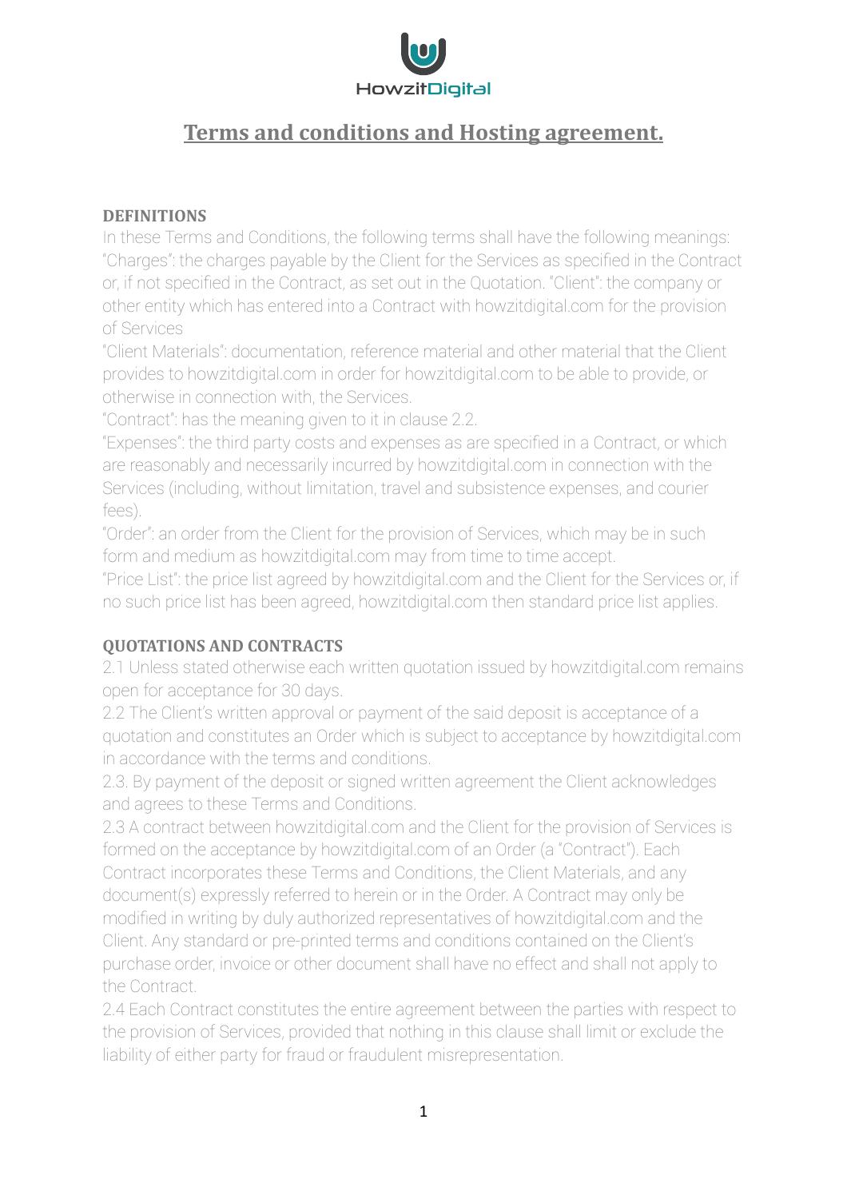HowzitDigital

# Terms and conditions and Hosting agreement.

## DEFINITIONS

In these Terms and Conditions, the following terms shall have the following meanings: "Charges": the charges payable by the Client for the Services as specified in the Contract or, if not specified in the Contract, as set out in the Quotation. "Client": the company or other entity which has entered into a Contract with howzitdigital.com for the provision of Services

"Client Materials": documentation, reference material and other material that the Client provides to howzitdigital.com in order for howzitdigital.com to be able to provide, or otherwise in connection with, the Services.

"Contract": has the meaning given to it in clause 2.2.

"Expenses": the third party costs and expenses as are specified in a Contract, or which are reasonably and necessarily incurred by howzitdigital.com in connection with the Services (including, without limitation, travel and subsistence expenses, and courier fees).

"Order": an order from the Client for the provision of Services, which may be in such form and medium as howzitdigital.com may from time to time accept.

"Price List": the price list agreed by howzitdigital.com and the Client for the Services or, if no such price list has been agreed, howzitdigital.com then standard price list applies.

## QUOTATIONS AND CONTRACTS

2.1 Unless stated otherwise each written quotation issued by howzitdigital.com remains open for acceptance for 30 days.

2.2 The Client's written approval or payment of the said deposit is acceptance of a quotation and constitutes an Order which is subject to acceptance by howzitdigital.com in accordance with the terms and conditions.

2.3. By payment of the deposit or signed written agreement the Client acknowledges and agrees to these Terms and Conditions.

2.3 A contract between howzitdigital.com and the Client for the provision of Services is formed on the acceptance by howzitdigital.com of an Order (a "Contract"). Each Contract incorporates these Terms and Conditions, the Client Materials, and any document(s) expressly referred to herein or in the Order. A Contract may only be modified in writing by duly authorized representatives of howzitdigital.com and the Client. Any standard or pre-printed terms and conditions contained on the Client's purchase order, invoice or other document shall have no effect and shall not apply to the Contract.

2.4 Each Contract constitutes the entire agreement between the parties with respect to the provision of Services, provided that nothing in this clause shall limit or exclude the liability of either party for fraud or fraudulent misrepresentation.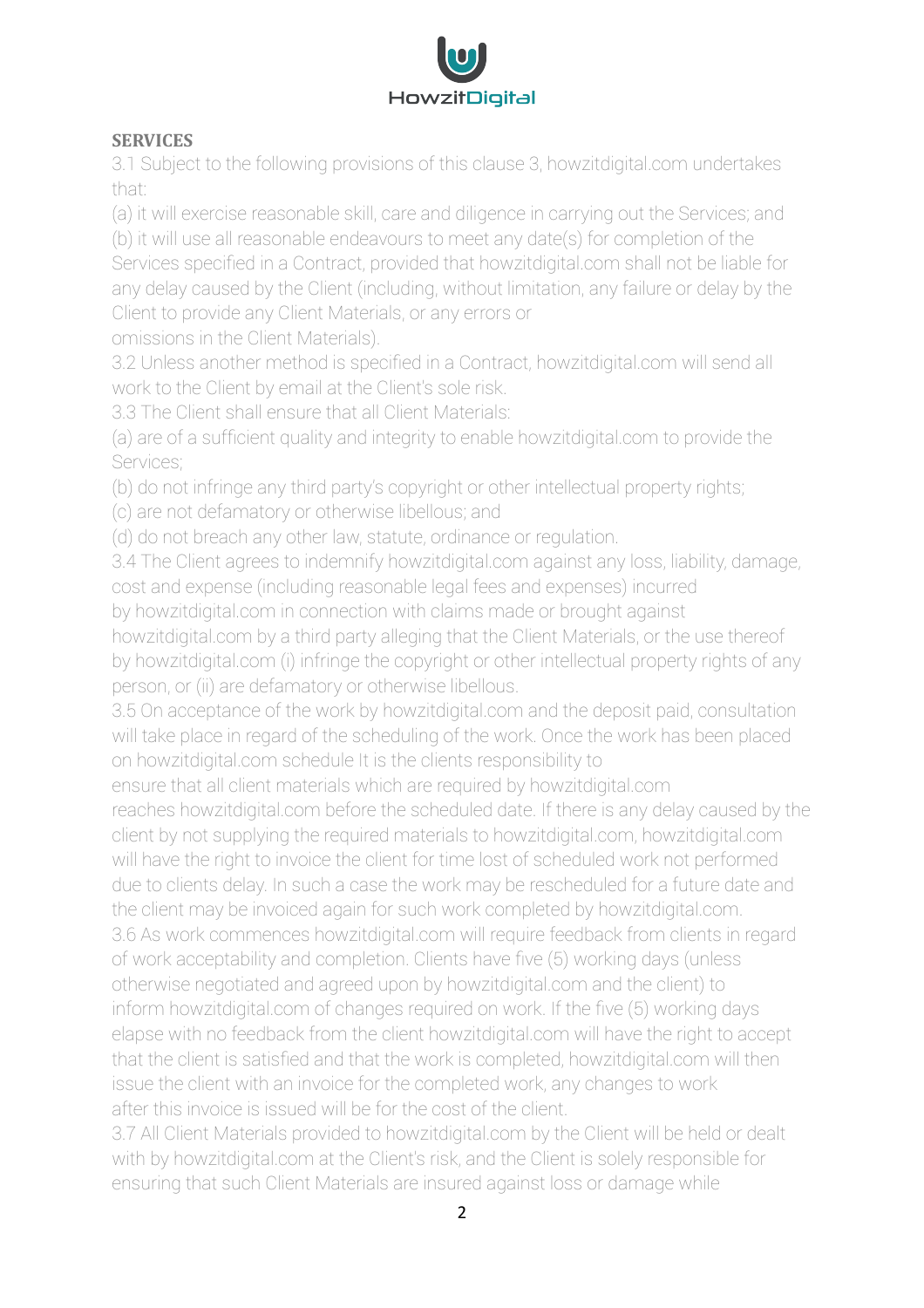## SERVICES

3.1 Subject to the following provisions of this clause 3, howzitdigital.com undertakes that:

(a) it will exercise reasonable skill, care and diligence in carrying out the Services; and

(b) it will use all reasonable endeavours to meet any date(s) for completion of the Services specified in a Contract, provided that howzitdigital.com shall not be liable for any delay caused by the Client (including, without limitation, any failure or delay by the Client to provide any Client Materials, or any errors or omissions in the Client Materials).

3.2 Unless another method is specified in a Contract, howzitdigital.com will send all work to the Client by email at the Client's sole risk.

3.3 The Client shall ensure that all Client Materials:

(a) are of a sufficient quality and integrity to enable howzitdigital.com to provide the Services;

(b) do not infringe any third party's copyright or other intellectual property rights;

(c) are not defamatory or otherwise libellous; and

(d) do not breach any other law, statute, ordinance or regulation.

3.4 The Client agrees to indemnify howzitdigital.com against any loss, liability, damage, cost and expense (including reasonable legal fees and expenses) incurred by howzitdigital.com in connection with claims made or brought against howzitdigital.com by a third party alleging that the Client Materials, or the use thereof by howzitdigital.com (i) infringe the copyright or other intellectual property rights of any person, or (ii) are defamatory or otherwise libellous.

3.5 On acceptance of the work by howzitdigital.com and the deposit paid, consultation will take place in regard of the scheduling of the work. Once the work has been placed on howzitdigital.com schedule It is the clients responsibility to ensure that all client materials which are required by howzitdigital.com reaches howzitdigital.com before the scheduled date. If there is any delay caused by the client by not supplying the required materials to howzitdigital.com, howzitdigital.com will have the right to invoice the client for time lost of scheduled work not performed due to clients delay. In such a case the work may be rescheduled for a future date and the client may be invoiced again for such work completed by howzitdigital.com.

3.6 As work commences howzitdigital.com will require feedback from clients in regard of work acceptability and completion. Clients have five (5) working days (unless otherwise negotiated and agreed upon by howzitdigital.com and the client) to inform howzitdigital.com of changes required on work. If the five (5) working days elapse with no feedback from the client howzitdigital.com will have the right to accept that the client is satisfied and that the work is completed, howzitdigital.com will then issue the client with an invoice for the completed work, any changes to work after this invoice is issued will be for the cost of the client.

3.7 All Client Materials provided to howzitdigital.com by the Client will be held or dealt with by howzitdigital.com at the Client's risk, and the Client is solely responsible for ensuring that such Client Materials are insured against loss or damage while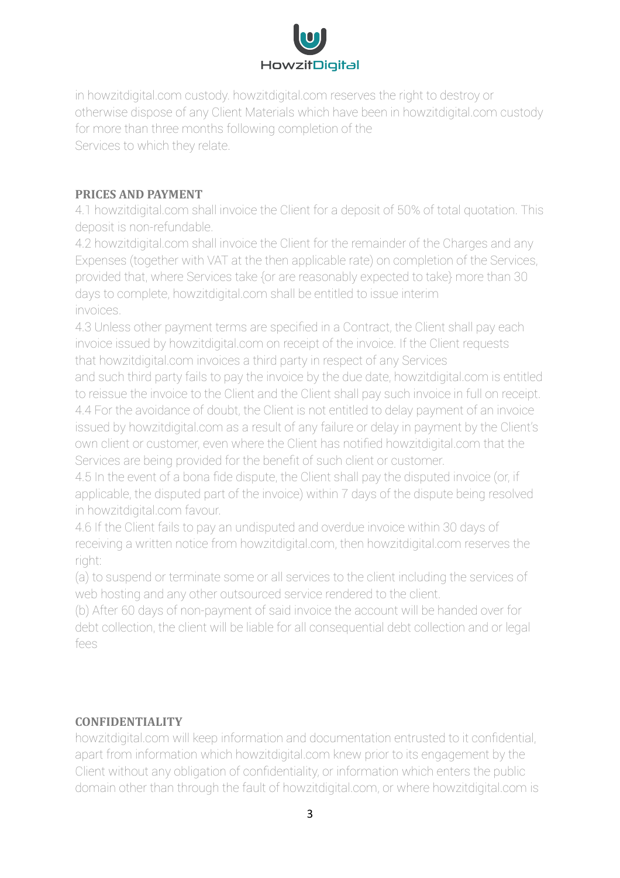in howzitdigital.com custody. howzitdigital.com reserves the right to destroy or otherwise dispose of any Client Materials which have been in howzitdigital.com custody for more than three months following completion of the Services to which they relate.

**PRICES AND PAYMENT**

4.1 howzitdigital.com shall invoice the Client for a deposit of 50% of total quotation. This deposit is non-refundable.

4.2 howzitdigital.com shall invoice the Client for the remainder of the Charges and any Expenses (together with VAT at the then applicable rate) on completion of the Services, provided that, where Services take {or are reasonably expected to take} more than 30 days to complete, howzitdigital.com shall be entitled to issue interim invoices.

4.3 Unless other payment terms are specified in a Contract, the Client shall pay each invoice issued by howzitdigital.com on receipt of the invoice. If the Client requests that howzitdigital.com invoices a third party in respect of any Services and such third party fails to pay the invoice by the due date, howzitdigital.com is entitled to reissue the invoice to the Client and the Client shall pay such invoice in full on receipt.

4.4 For the avoidance of doubt, the Client is not entitled to delay payment of an invoice issued by howzitdigital.com as a result of any failure or delay in payment by the Client's own client or customer, even where the Client has notified howzitdigital.com that the Services are being provided for the benefit of such client or customer.

4.5 In the event of a bona fide dispute, the Client shall pay the disputed invoice (or, if applicable, the disputed part of the invoice) within 7 days of the dispute being resolved in howzitdigital.com favour.

4.6 If the Client fails to pay an undisputed and overdue invoice within 30 days of receiving a written notice from howzitdigital.com, then howzitdigital.com reserves the right:

(a) to suspend or terminate some or all services to the client including the services of web hosting and any other outsourced service rendered to the client.

(b) After 60 days of non-payment of said invoice the account will be handed over for debt collection, the client will be liable for all consequential debt collection and or legal fees

**CONFIDENTIALITY**

howzitdigital.com will keep information and documentation entrusted to it confidential, apart from information which howzitdigital.com knew prior to its engagement by the Client without any obligation of confidentiality, or information which enters the public domain other than through the fault of howzitdigital.com, or where howzitdigital.com is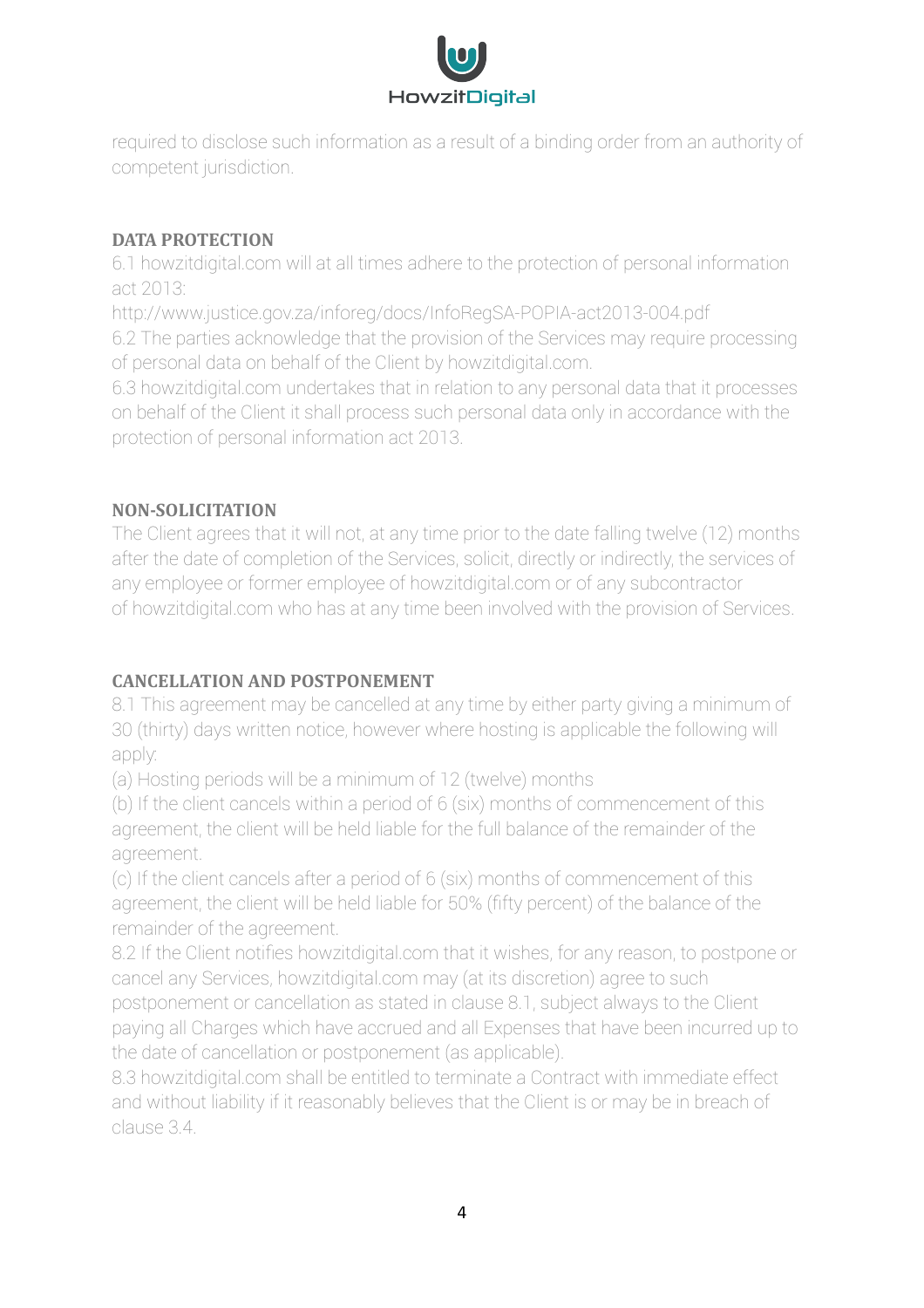required to disclose such information as a result of a binding order from an authority of competent jurisdiction.

## DATA PROTECTION

6.1 howzitdigital.com will at all times adhere to the protection of personal information act 2013:

http://www.justice.gov.za/inforeg/docs/InfoRegSA-POPIA-act2013-004.pdf

6.2 The parties acknowledge that the provision of the Services may require processing of personal data on behalf of the Client by howzitdigital.com.

6.3 howzitdigital.com undertakes that in relation to any personal data that it processes on behalf of the Client it shall process such personal data only in accordance with the protection of personal information act 2013.

## NON-SOLICITATION

The Client agrees that it will not, at any time prior to the date falling twelve (12) months after the date of completion of the Services, solicit, directly or indirectly, the services of any employee or former employee of howzitdigital.com or of any subcontractor of howzitdigital.com who has at any time been involved with the provision of Services.

## CANCELLATION AND POSTPONEMENT

8.1 This agreement may be cancelled at any time by either party giving a minimum of 30 (thirty) days written notice, however where hosting is applicable the following will apply:

(a) Hosting periods will be a minimum of 12 (twelve) months

(b) If the client cancels within a period of 6 (six) months of commencement of this agreement, the client will be held liable for the full balance of the remainder of the agreement.

(c) If the client cancels after a period of 6 (six) months of commencement of this agreement, the client will be held liable for 50% (fifty percent) of the balance of the remainder of the agreement.

8.2 If the Client notifies howzitdigital.com that it wishes, for any reason, to postpone or cancel any Services, howzitdigital.com may (at its discretion) agree to such postponement or cancellation as stated in clause 8.1, subject always to the Client paying all Charges which have accrued and all Expenses that have been incurred up to the date of cancellation or postponement (as applicable).

8.3 howzitdigital.com shall be entitled to terminate a Contract with immediate effect and without liability if it reasonably believes that the Client is or may be in breach of clause 3.4.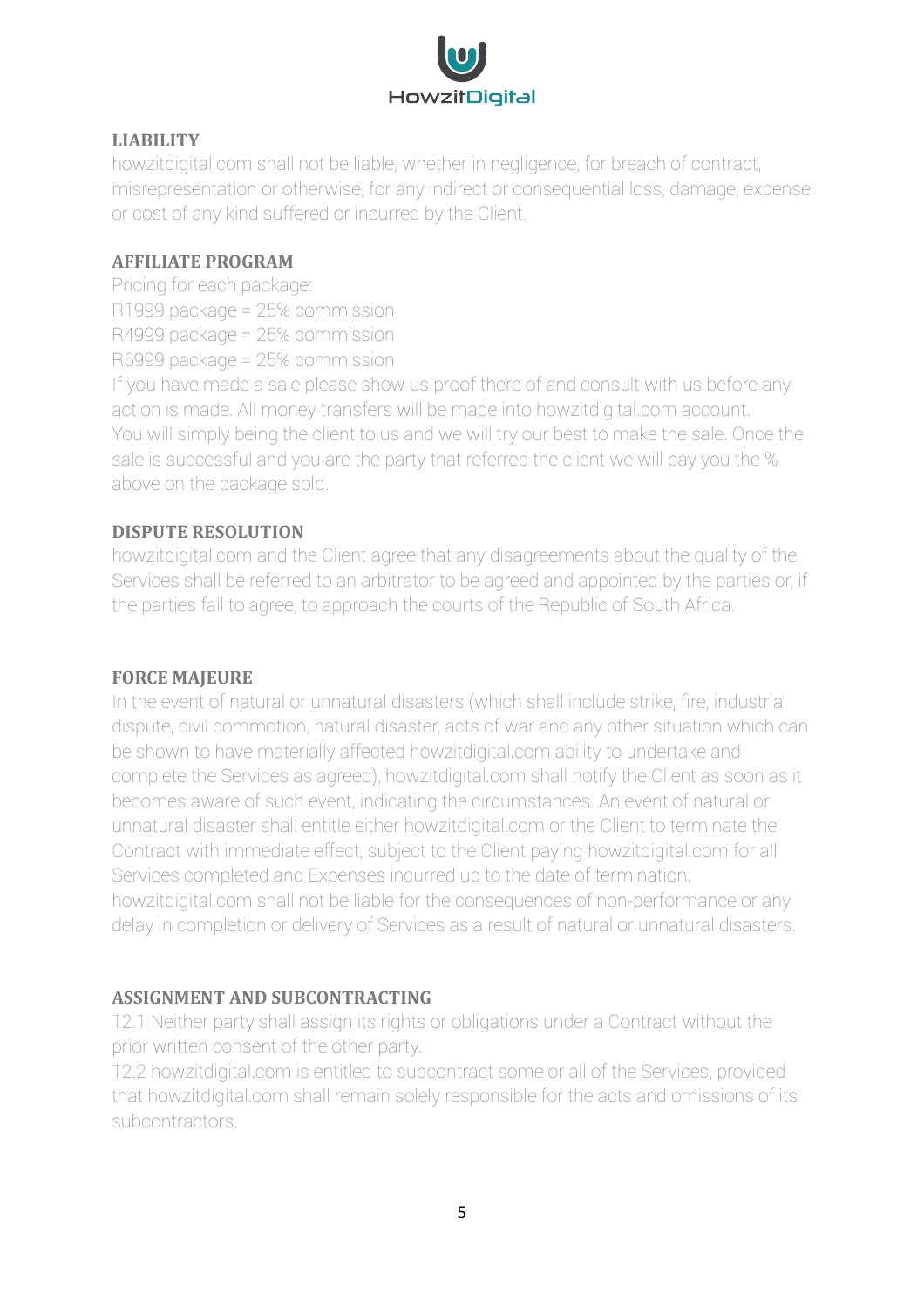## LIABILITY

howzitdigital.com shall not be liable, whether in negligence, for breach of contract, misrepresentation or otherwise, for any indirect or consequential loss, damage, expense or cost of any kind suffered or incurred by the Client.

## AFFILIATE PROGRAM

Pricing for each package:
R1999 package = 25% commission
R4999 package = 25% commission
R6999 package = 25% commission
If you have made a sale please show us proof there of and consult with us before any action is made. All money transfers will be made into howzitdigital.com account.
You will simply being the client to us and we will try our best to make the sale. Once the sale is successful and you are the party that referred the client we will pay you the % above on the package sold.

## DISPUTE RESOLUTION

howzitdigital.com and the Client agree that any disagreements about the quality of the Services shall be referred to an arbitrator to be agreed and appointed by the parties or, if the parties fail to agree, to approach the courts of the Republic of South Africa.

## FORCE MAJEURE

In the event of natural or unnatural disasters (which shall include strike, fire, industrial dispute, civil commotion, natural disaster, acts of war and any other situation which can be shown to have materially affected howzitdigital.com ability to undertake and complete the Services as agreed), howzitdigital.com shall notify the Client as soon as it becomes aware of such event, indicating the circumstances. An event of natural or unnatural disaster shall entitle either howzitdigital.com or the Client to terminate the Contract with immediate effect, subject to the Client paying howzitdigital.com for all Services completed and Expenses incurred up to the date of termination.
howzitdigital.com shall not be liable for the consequences of non-performance or any delay in completion or delivery of Services as a result of natural or unnatural disasters.

## ASSIGNMENT AND SUBCONTRACTING

12.1 Neither party shall assign its rights or obligations under a Contract without the prior written consent of the other party.
12.2 howzitdigital.com is entitled to subcontract some or all of the Services, provided that howzitdigital.com shall remain solely responsible for the acts and omissions of its subcontractors.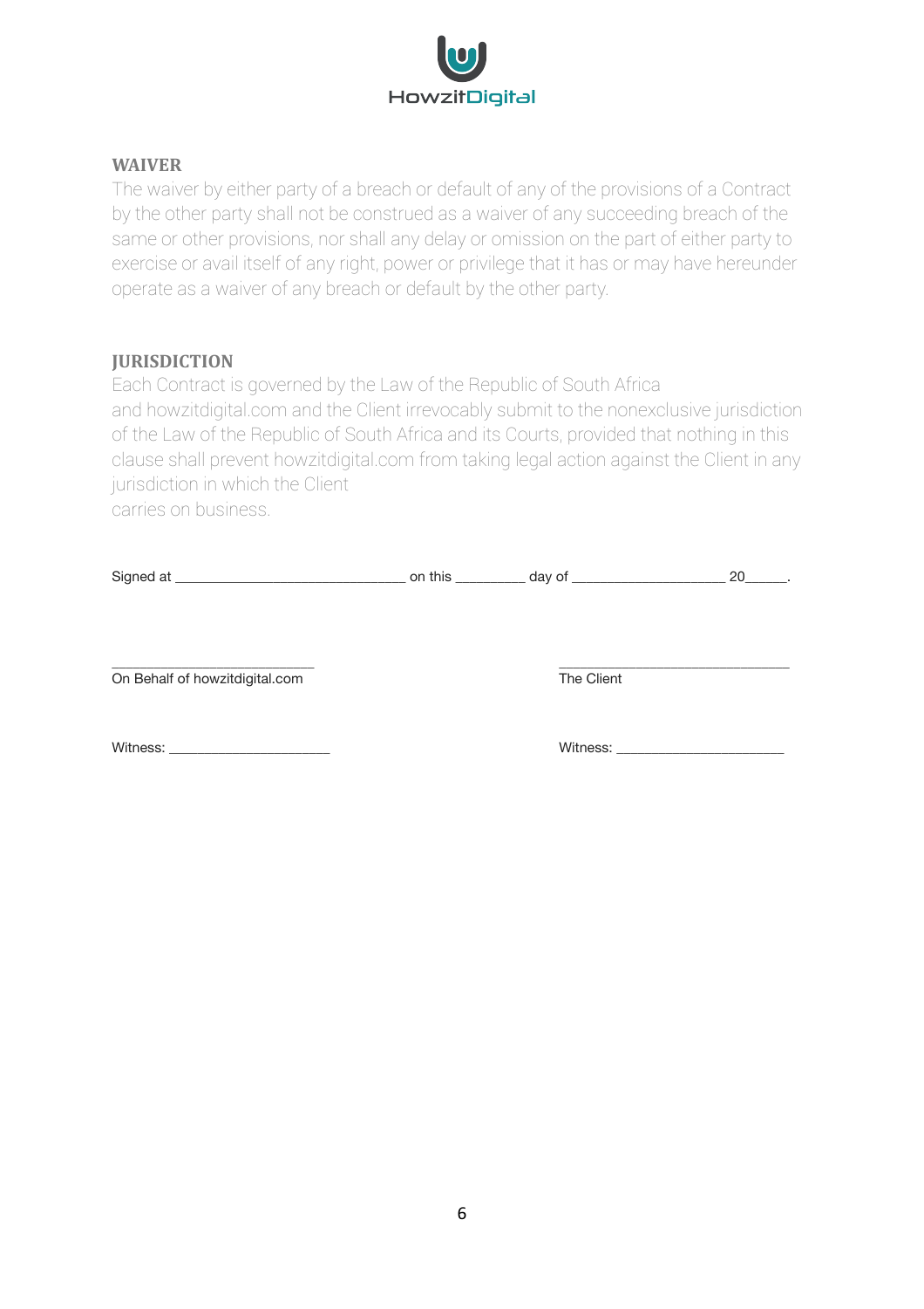HowzitDigital

## WAIVER

The waiver by either party of a breach or default of any of the provisions of a Contract by the other party shall not be construed as a waiver of any succeeding breach of the same or other provisions, nor shall any delay or omission on the part of either party to exercise or avail itself of any right, power or privilege that it has or may have hereunder operate as a waiver of any breach or default by the other party.

## JURISDICTION

Each Contract is governed by the Law of the Republic of South Africa and howzitdigital.com and the Client irrevocably submit to the nonexclusive jurisdiction of the Law of the Republic of South Africa and its Courts, provided that nothing in this clause shall prevent howzitdigital.com from taking legal action against the Client in any jurisdiction in which the Client carries on business.

Signed at ______________________________ on this _________ day of ____________________ 20______.

_________________________ On Behalf of howzitdigital.com

_____________________________ The Client

Witness: _____________________

Witness: ______________________